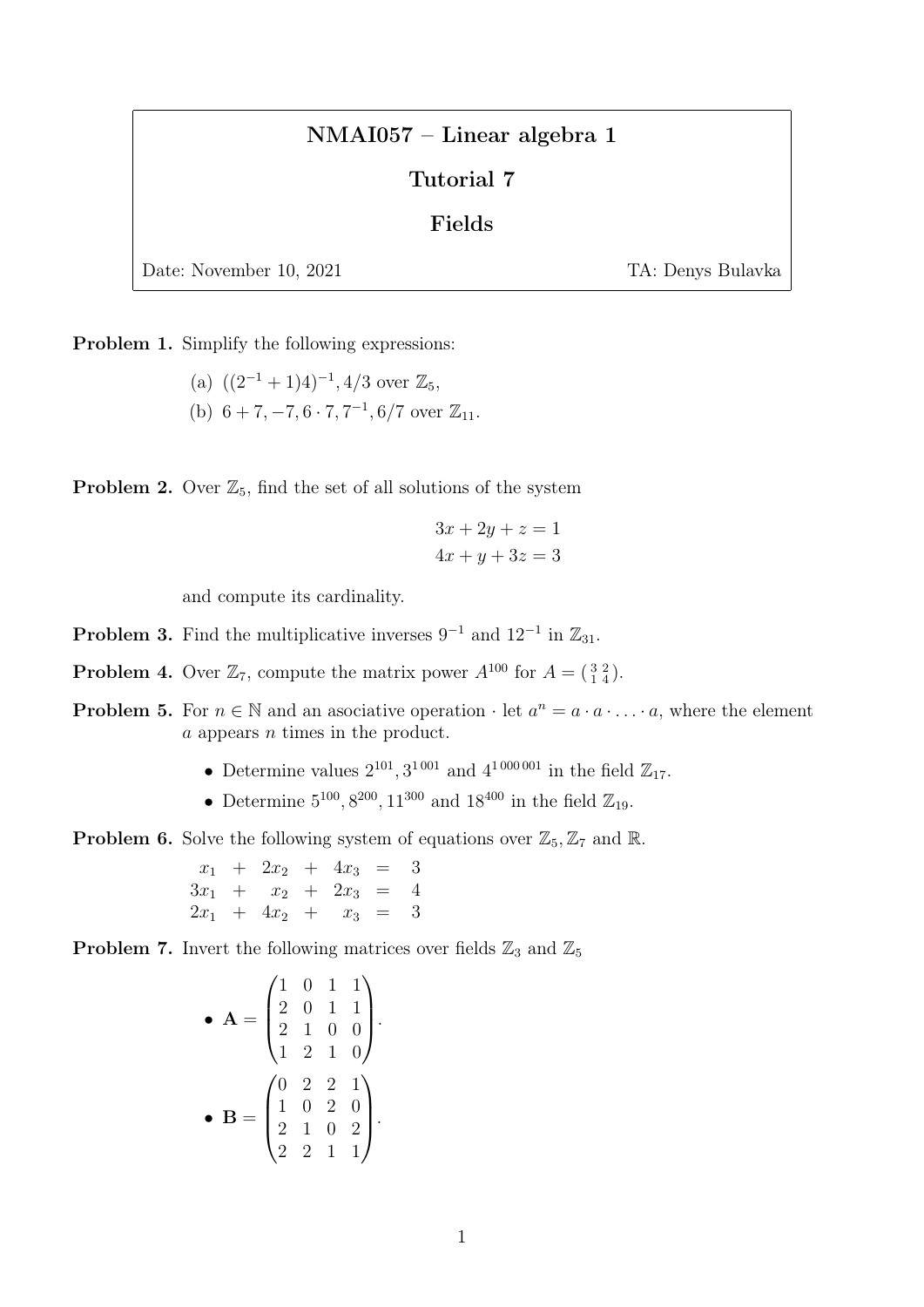# NMAI057 – Linear algebra 1

## Tutorial 7

## Fields

Date: November 10, 2021 TA: Denys Bulavka

**Problem 1.** Simplify the following expressions:

(a) $((2^{-1}+1)4)^{-1}, 4/3$ over $\mathbb{Z}_5$,

(b) $6+7, -7, 6 \cdot 7, 7^{-1}, 6/7$ over $\mathbb{Z}_{11}$.

**Problem 2.** Over $\mathbb{Z}_5$, find the set of all solutions of the system

$$3x + 2y + z = 1$$
$$4x + y + 3z = 3$$

and compute its cardinality.

**Problem 3.** Find the multiplicative inverses $9^{-1}$ and $12^{-1}$ in $\mathbb{Z}_{31}$.

**Problem 4.** Over $\mathbb{Z}_7$, compute the matrix power $A^{100}$ for $A = \left(\begin{smallmatrix} 3 & 2 \\ 1 & 4 \end{smallmatrix}\right)$.

**Problem 5.** For $n \in \mathbb{N}$ and an asociative operation $\cdot$ let $a^n = a \cdot a \cdot \ldots \cdot a$, where the element $a$ appears $n$ times in the product.

- Determine values $2^{101}, 3^{1\,001}$ and $4^{1\,000\,001}$ in the field $\mathbb{Z}_{17}$.
- Determine $5^{100}, 8^{200}, 11^{300}$ and $18^{400}$ in the field $\mathbb{Z}_{19}$.

**Problem 6.** Solve the following system of equations over $\mathbb{Z}_5, \mathbb{Z}_7$ and $\mathbb{R}$.

$$\begin{array}{rcrcrcr} x_1 & + & 2x_2 & + & 4x_3 & = & 3 \\ 3x_1 & + & x_2 & + & 2x_3 & = & 4 \\ 2x_1 & + & 4x_2 & + & x_3 & = & 3 \end{array}$$

**Problem 7.** Invert the following matrices over fields $\mathbb{Z}_3$ and $\mathbb{Z}_5$

- $\mathbf{A} = \begin{pmatrix} 1 & 0 & 1 & 1 \\ 2 & 0 & 1 & 1 \\ 2 & 1 & 0 & 0 \\ 1 & 2 & 1 & 0 \end{pmatrix}$.
- $\mathbf{B} = \begin{pmatrix} 0 & 2 & 2 & 1 \\ 1 & 0 & 2 & 0 \\ 2 & 1 & 0 & 2 \\ 2 & 2 & 1 & 1 \end{pmatrix}$.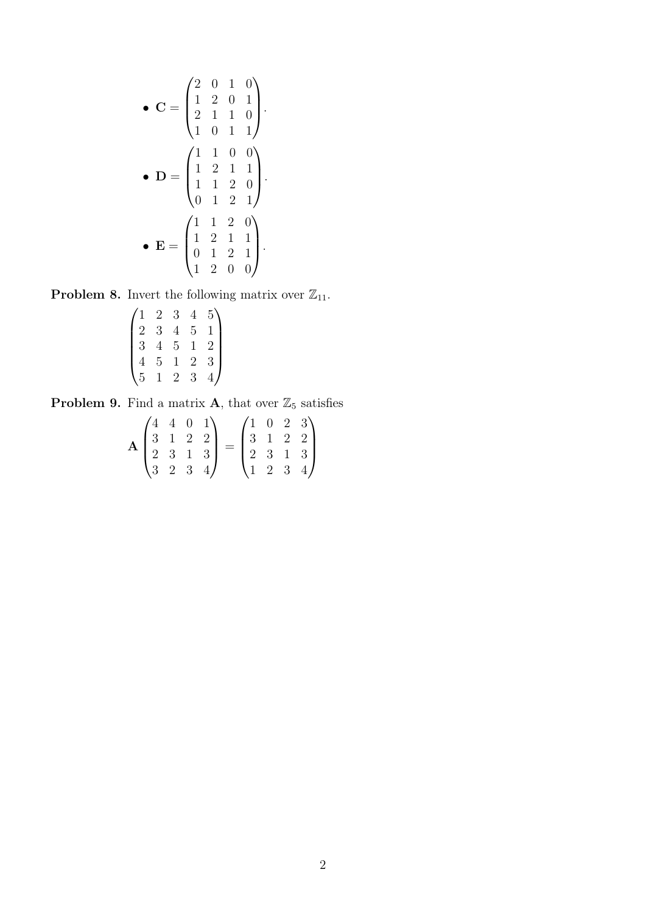- $\mathbf{C} = \begin{pmatrix} 2 & 0 & 1 & 0 \\ 1 & 2 & 0 & 1 \\ 2 & 1 & 1 & 0 \\ 1 & 0 & 1 & 1 \end{pmatrix}$.

- $\mathbf{D} = \begin{pmatrix} 1 & 1 & 0 & 0 \\ 1 & 2 & 1 & 1 \\ 1 & 1 & 2 & 0 \\ 0 & 1 & 2 & 1 \end{pmatrix}$.

- $\mathbf{E} = \begin{pmatrix} 1 & 1 & 2 & 0 \\ 1 & 2 & 1 & 1 \\ 0 & 1 & 2 & 1 \\ 1 & 2 & 0 & 0 \end{pmatrix}$.

**Problem 8.** Invert the following matrix over $\mathbb{Z}_{11}$.

$$\begin{pmatrix} 1 & 2 & 3 & 4 & 5 \\ 2 & 3 & 4 & 5 & 1 \\ 3 & 4 & 5 & 1 & 2 \\ 4 & 5 & 1 & 2 & 3 \\ 5 & 1 & 2 & 3 & 4 \end{pmatrix}$$

**Problem 9.** Find a matrix $\mathbf{A}$, that over $\mathbb{Z}_5$ satisfies

$$\mathbf{A} \begin{pmatrix} 4 & 4 & 0 & 1 \\ 3 & 1 & 2 & 2 \\ 2 & 3 & 1 & 3 \\ 3 & 2 & 3 & 4 \end{pmatrix} = \begin{pmatrix} 1 & 0 & 2 & 3 \\ 3 & 1 & 2 & 2 \\ 2 & 3 & 1 & 3 \\ 1 & 2 & 3 & 4 \end{pmatrix}$$